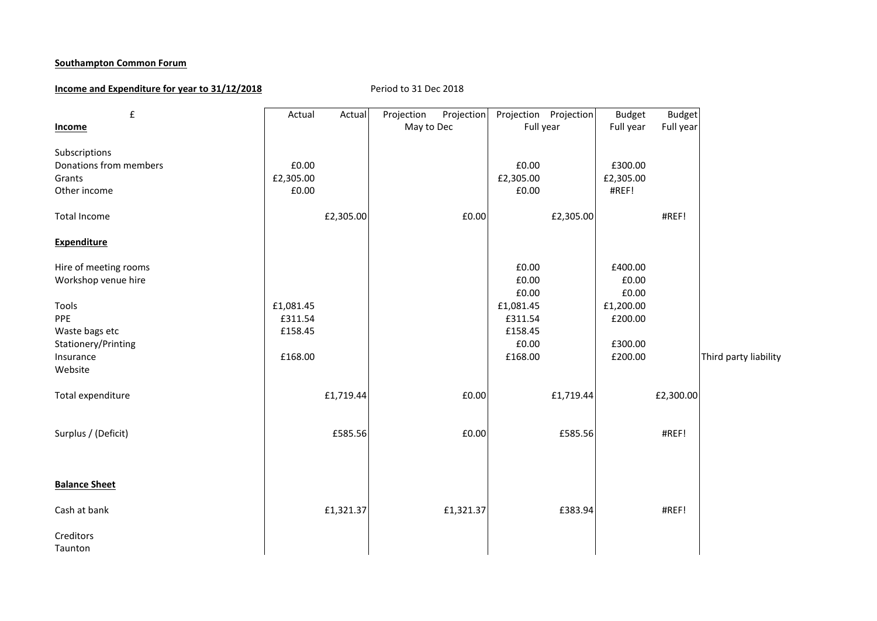**Southampton Common Forum**

**Income and Expenditure for year to 31/12/2018** Period to 31 Dec 2018

| £ | Actual | Actual | Projection | Projection | Projection | Projection | Budget | Budget | |
|---|---|---|---|---|---|---|---|---|---|
| **Income** | | | May to Dec | | Full year | | Full year | Full year | |
| | | | | | | | | | |
| Subscriptions | | | | | | | | | |
| Donations from members | £0.00 | | | | £0.00 | | £300.00 | | |
| Grants | £2,305.00 | | | | £2,305.00 | | £2,305.00 | | |
| Other income | £0.00 | | | | £0.00 | | #REF! | | |
| | | | | | | | | | |
| Total Income | | £2,305.00 | | £0.00 | | £2,305.00 | | #REF! | |
| | | | | | | | | | |
| **Expenditure** | | | | | | | | | |
| | | | | | | | | | |
| Hire of meeting rooms | | | | | £0.00 | | £400.00 | | |
| Workshop venue hire | | | | | £0.00 | | £0.00 | | |
| | | | | | £0.00 | | £0.00 | | |
| Tools | £1,081.45 | | | | £1,081.45 | | £1,200.00 | | |
| PPE | £311.54 | | | | £311.54 | | £200.00 | | |
| Waste bags etc | £158.45 | | | | £158.45 | | | | |
| Stationery/Printing | | | | | £0.00 | | £300.00 | | |
| Insurance | £168.00 | | | | £168.00 | | £200.00 | | Third party liability |
| Website | | | | | | | | | |
| | | | | | | | | | |
| Total expenditure | | £1,719.44 | | £0.00 | | £1,719.44 | | £2,300.00 | |
| | | | | | | | | | |
| Surplus / (Deficit) | | £585.56 | | £0.00 | | £585.56 | | #REF! | |
| | | | | | | | | | |
| **Balance Sheet** | | | | | | | | | |
| | | | | | | | | | |
| Cash at bank | | £1,321.37 | | £1,321.37 | | £383.94 | | #REF! | |
| | | | | | | | | | |
| Creditors | | | | | | | | | |
| Taunton | | | | | | | | | |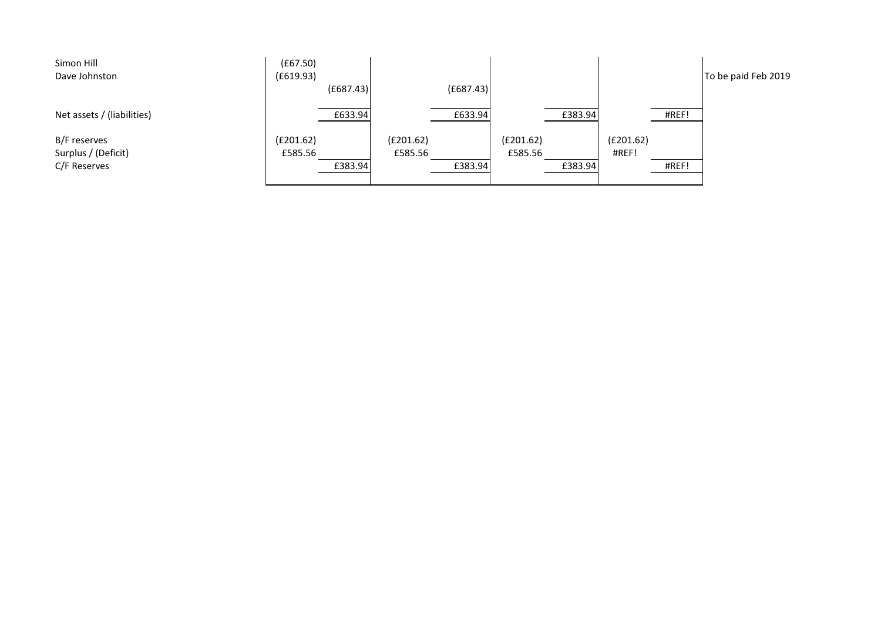| | | | | | | | | | |
|---|---|---|---|---|---|---|---|---|---|
| Simon Hill | (£67.50) | | | | | | | | |
| Dave Johnston | (£619.93) | | | | | | | | To be paid Feb 2019 |
| | | (£687.43) | | (£687.43) | | | | | |
| Net assets / (liabilities) | | £633.94 | | £633.94 | | £383.94 | | #REF! | |
| B/F reserves | (£201.62) | | (£201.62) | | (£201.62) | | (£201.62) | | |
| Surplus / (Deficit) | £585.56 | | £585.56 | | £585.56 | | #REF! | | |
| C/F Reserves | | £383.94 | | £383.94 | | £383.94 | | #REF! | |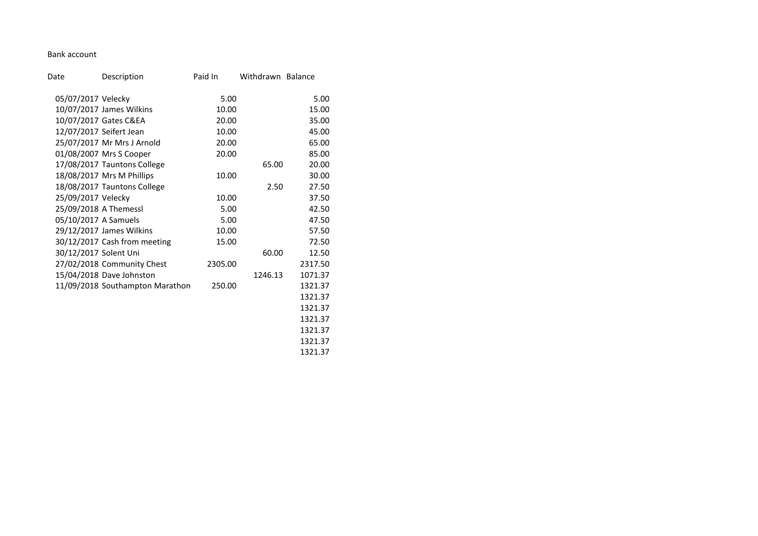Bank account

| Date | Description | Paid In | Withdrawn | Balance |
|---|---|---|---|---|
| 05/07/2017 | Velecky | 5.00 | | 5.00 |
| 10/07/2017 | James Wilkins | 10.00 | | 15.00 |
| 10/07/2017 | Gates C&EA | 20.00 | | 35.00 |
| 12/07/2017 | Seifert Jean | 10.00 | | 45.00 |
| 25/07/2017 | Mr Mrs J Arnold | 20.00 | | 65.00 |
| 01/08/2007 | Mrs S Cooper | 20.00 | | 85.00 |
| 17/08/2017 | Tauntons College | | 65.00 | 20.00 |
| 18/08/2017 | Mrs M Phillips | 10.00 | | 30.00 |
| 18/08/2017 | Tauntons College | | 2.50 | 27.50 |
| 25/09/2017 | Velecky | 10.00 | | 37.50 |
| 25/09/2018 | A Themessl | 5.00 | | 42.50 |
| 05/10/2017 | A Samuels | 5.00 | | 47.50 |
| 29/12/2017 | James Wilkins | 10.00 | | 57.50 |
| 30/12/2017 | Cash from meeting | 15.00 | | 72.50 |
| 30/12/2017 | Solent Uni | | 60.00 | 12.50 |
| 27/02/2018 | Community Chest | 2305.00 | | 2317.50 |
| 15/04/2018 | Dave Johnston | | 1246.13 | 1071.37 |
| 11/09/2018 | Southampton Marathon | 250.00 | | 1321.37 |
| | | | | 1321.37 |
| | | | | 1321.37 |
| | | | | 1321.37 |
| | | | | 1321.37 |
| | | | | 1321.37 |
| | | | | 1321.37 |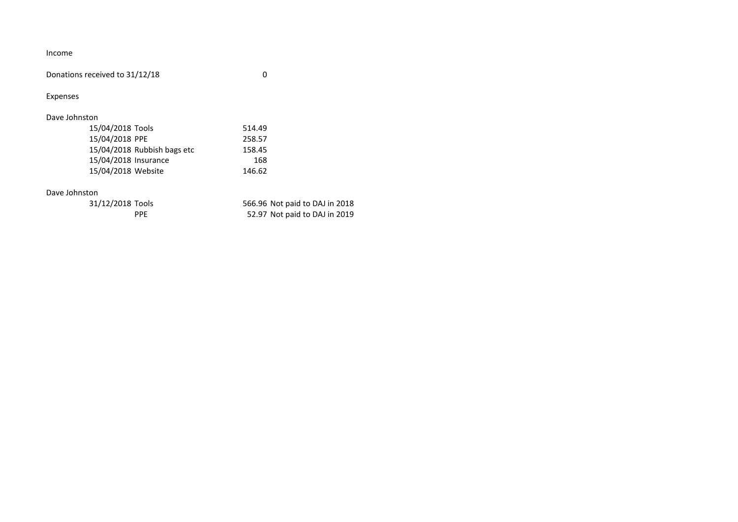Income

| | | | |
|---|---|---|---|
| Donations received to 31/12/18 | | 0 | |

Expenses

| | | | |
|---|---|---|---|
| Dave Johnston | | | |
| 15/04/2018 | Tools | 514.49 | |
| 15/04/2018 | PPE | 258.57 | |
| 15/04/2018 | Rubbish bags etc | 158.45 | |
| 15/04/2018 | Insurance | 168 | |
| 15/04/2018 | Website | 146.62 | |
| | | | |
| Dave Johnston | | | |
| 31/12/2018 | Tools | 566.96 | Not paid to DAJ in 2018 |
| | PPE | 52.97 | Not paid to DAJ in 2019 |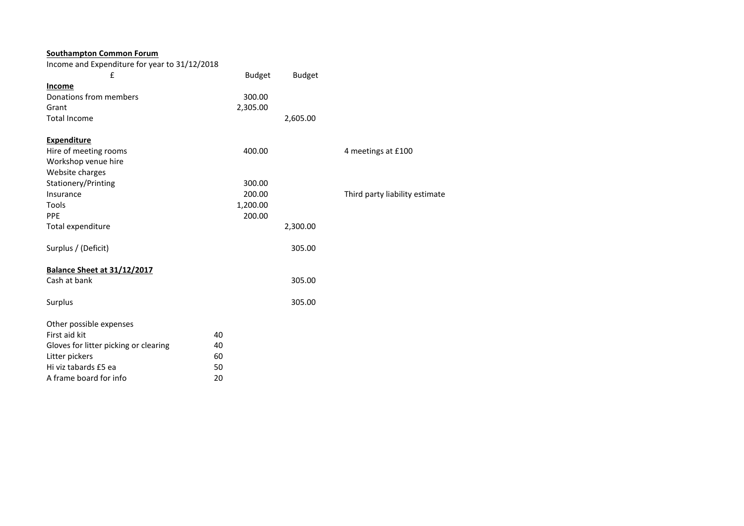**Southampton Common Forum**

Income and Expenditure for year to 31/12/2018

| £ | Budget | Budget | |
|---|---|---|---|
| **Income** | | | |
| Donations from members | 300.00 | | |
| Grant | 2,305.00 | | |
| Total Income | | 2,605.00 | |
| | | | |
| **Expenditure** | | | |
| Hire of meeting rooms | 400.00 | | 4 meetings at £100 |
| Workshop venue hire | | | |
| Website charges | | | |
| Stationery/Printing | 300.00 | | |
| Insurance | 200.00 | | Third party liability estimate |
| Tools | 1,200.00 | | |
| PPE | 200.00 | | |
| Total expenditure | | 2,300.00 | |
| | | | |
| Surplus / (Deficit) | | 305.00 | |

**Balance Sheet at 31/12/2017**

| | |
|---|---|
| Cash at bank | 305.00 |
| | |
| Surplus | 305.00 |

Other possible expenses

| | |
|---|---|
| First aid kit | 40 |
| Gloves for litter picking or clearing | 40 |
| Litter pickers | 60 |
| Hi viz tabards £5 ea | 50 |
| A frame board for info | 20 |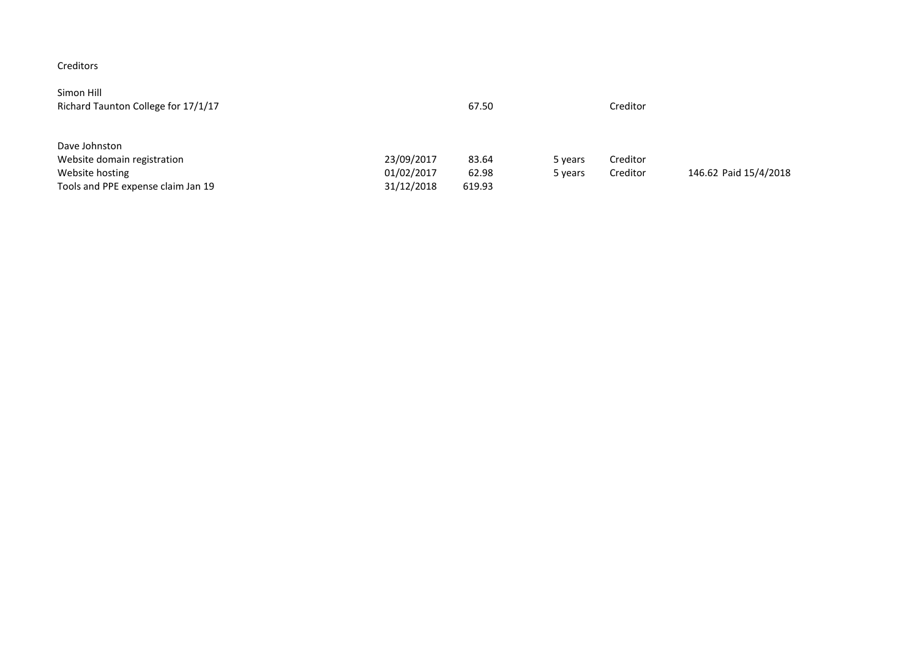Creditors

| | | | | | |
|---|---|---|---|---|---|
| Simon Hill | | | | | |
| Richard Taunton College for 17/1/17 | | 67.50 | | Creditor | |
| | | | | | |
| Dave Johnston | | | | | |
| Website domain registration | 23/09/2017 | 83.64 | 5 years | Creditor | |
| Website hosting | 01/02/2017 | 62.98 | 5 years | Creditor | 146.62 Paid 15/4/2018 |
| Tools and PPE expense claim Jan 19 | 31/12/2018 | 619.93 | | | |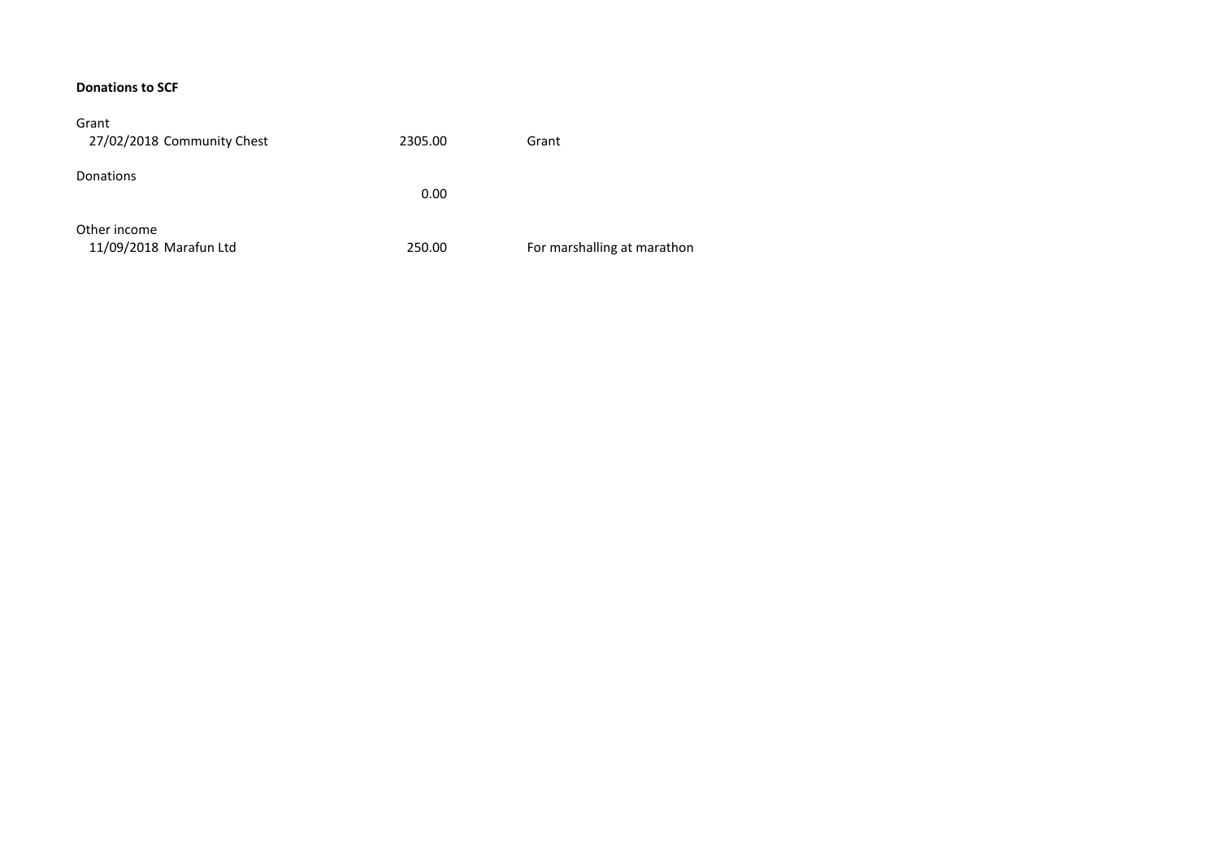**Donations to SCF**

| | | |
|---|---|---|
| Grant | | |
| 27/02/2018 Community Chest | 2305.00 | Grant |
| Donations | | |
| | 0.00 | |
| Other income | | |
| 11/09/2018 Marafun Ltd | 250.00 | For marshalling at marathon |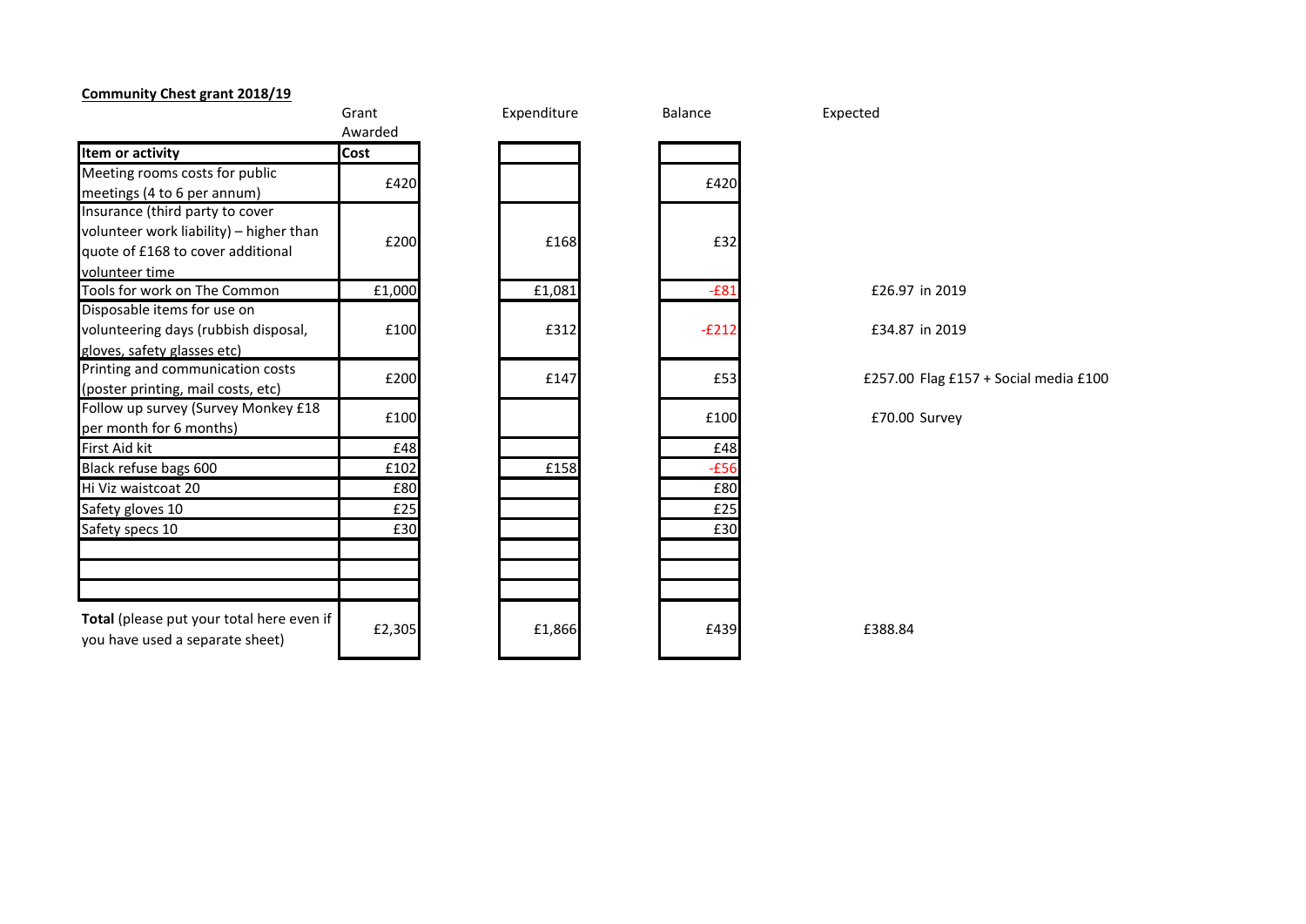**Community Chest grant 2018/19**

| Item or activity | Grant Awarded Cost | Expenditure | Balance | Expected |
|---|---|---|---|---|
| Meeting rooms costs for public meetings (4 to 6 per annum) | £420 | | £420 | |
| Insurance (third party to cover volunteer work liability) – higher than quote of £168 to cover additional volunteer time | £200 | £168 | £32 | |
| Tools for work on The Common | £1,000 | £1,081 | -£81 | £26.97 in 2019 |
| Disposable items for use on volunteering days (rubbish disposal, gloves, safety glasses etc) | £100 | £312 | -£212 | £34.87 in 2019 |
| Printing and communication costs (poster printing, mail costs, etc) | £200 | £147 | £53 | £257.00 Flag £157 + Social media £100 |
| Follow up survey (Survey Monkey £18 per month for 6 months) | £100 | | £100 | £70.00 Survey |
| First Aid kit | £48 | | £48 | |
| Black refuse bags 600 | £102 | £158 | -£56 | |
| Hi Viz waistcoat 20 | £80 | | £80 | |
| Safety gloves 10 | £25 | | £25 | |
| Safety specs 10 | £30 | | £30 | |
| | | | | |
| | | | | |
| | | | | |
| **Total** (please put your total here even if you have used a separate sheet) | £2,305 | £1,866 | £439 | £388.84 |